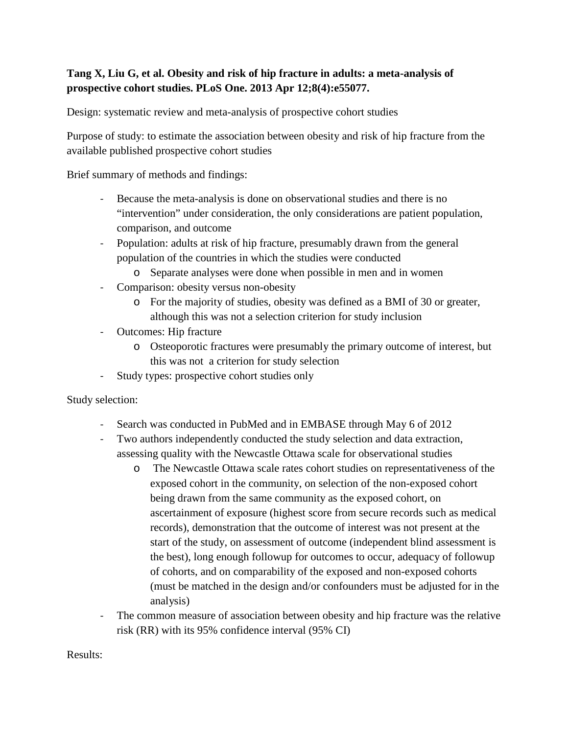**Tang X, Liu G, et al. Obesity and risk of hip fracture in adults: a meta-analysis of prospective cohort studies. PLoS One. 2013 Apr 12;8(4):e55077.**

Design: systematic review and meta-analysis of prospective cohort studies

Purpose of study: to estimate the association between obesity and risk of hip fracture from the available published prospective cohort studies

Brief summary of methods and findings:

- Because the meta-analysis is done on observational studies and there is no "intervention" under consideration, the only considerations are patient population, comparison, and outcome
- Population: adults at risk of hip fracture, presumably drawn from the general population of the countries in which the studies were conducted
    - Separate analyses were done when possible in men and in women
- Comparison: obesity versus non-obesity
    - For the majority of studies, obesity was defined as a BMI of 30 or greater, although this was not a selection criterion for study inclusion
- Outcomes: Hip fracture
    - Osteoporotic fractures were presumably the primary outcome of interest, but this was not a criterion for study selection
- Study types: prospective cohort studies only

Study selection:

- Search was conducted in PubMed and in EMBASE through May 6 of 2012
- Two authors independently conducted the study selection and data extraction, assessing quality with the Newcastle Ottawa scale for observational studies
    - The Newcastle Ottawa scale rates cohort studies on representativeness of the exposed cohort in the community, on selection of the non-exposed cohort being drawn from the same community as the exposed cohort, on ascertainment of exposure (highest score from secure records such as medical records), demonstration that the outcome of interest was not present at the start of the study, on assessment of outcome (independent blind assessment is the best), long enough followup for outcomes to occur, adequacy of followup of cohorts, and on comparability of the exposed and non-exposed cohorts (must be matched in the design and/or confounders must be adjusted for in the analysis)
- The common measure of association between obesity and hip fracture was the relative risk (RR) with its 95% confidence interval (95% CI)

Results: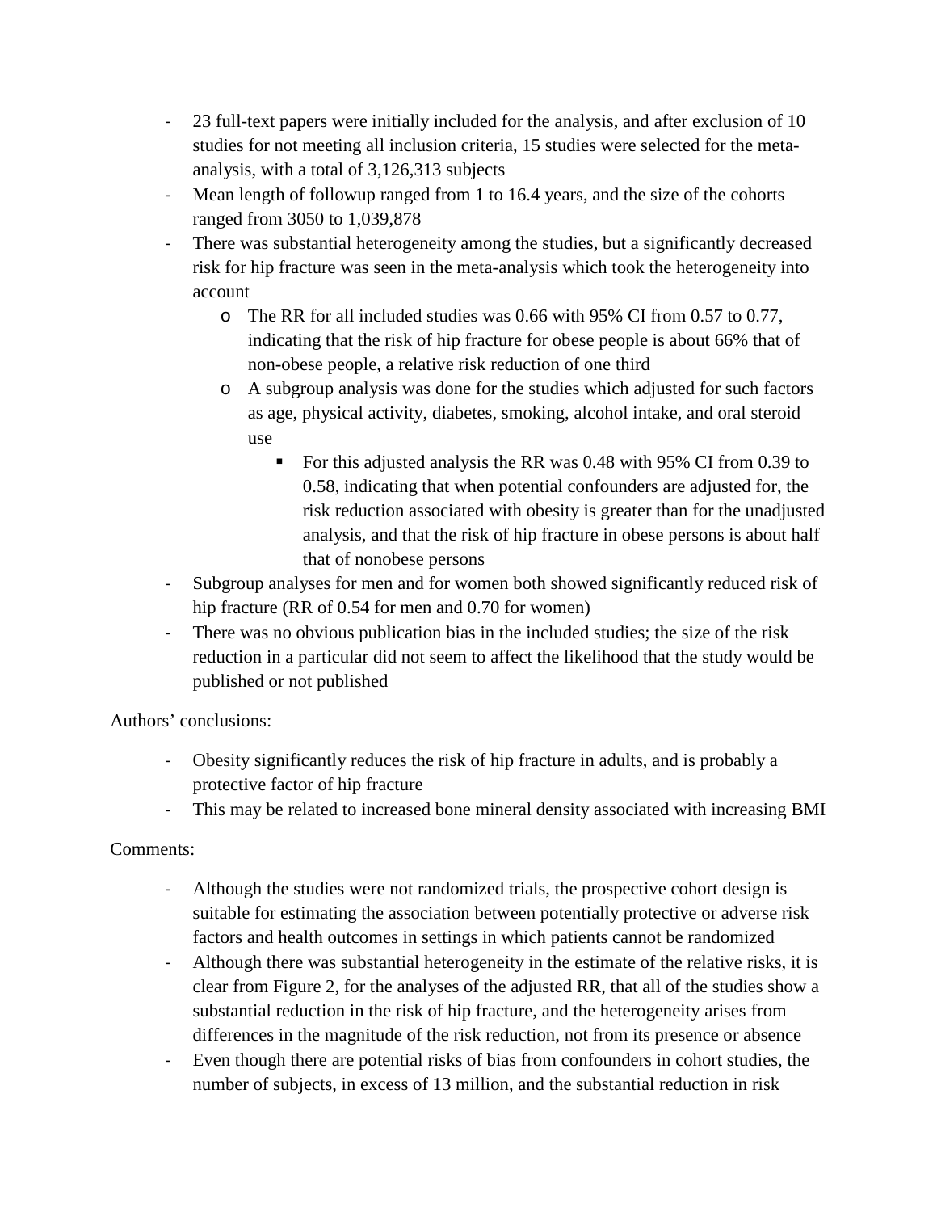- 23 full-text papers were initially included for the analysis, and after exclusion of 10 studies for not meeting all inclusion criteria, 15 studies were selected for the meta-analysis, with a total of 3,126,313 subjects
- Mean length of followup ranged from 1 to 16.4 years, and the size of the cohorts ranged from 3050 to 1,039,878
- There was substantial heterogeneity among the studies, but a significantly decreased risk for hip fracture was seen in the meta-analysis which took the heterogeneity into account
  - The RR for all included studies was 0.66 with 95% CI from 0.57 to 0.77, indicating that the risk of hip fracture for obese people is about 66% that of non-obese people, a relative risk reduction of one third
  - A subgroup analysis was done for the studies which adjusted for such factors as age, physical activity, diabetes, smoking, alcohol intake, and oral steroid use
    - For this adjusted analysis the RR was 0.48 with 95% CI from 0.39 to 0.58, indicating that when potential confounders are adjusted for, the risk reduction associated with obesity is greater than for the unadjusted analysis, and that the risk of hip fracture in obese persons is about half that of nonobese persons
- Subgroup analyses for men and for women both showed significantly reduced risk of hip fracture (RR of 0.54 for men and 0.70 for women)
- There was no obvious publication bias in the included studies; the size of the risk reduction in a particular did not seem to affect the likelihood that the study would be published or not published

Authors' conclusions:

- Obesity significantly reduces the risk of hip fracture in adults, and is probably a protective factor of hip fracture
- This may be related to increased bone mineral density associated with increasing BMI

Comments:

- Although the studies were not randomized trials, the prospective cohort design is suitable for estimating the association between potentially protective or adverse risk factors and health outcomes in settings in which patients cannot be randomized
- Although there was substantial heterogeneity in the estimate of the relative risks, it is clear from Figure 2, for the analyses of the adjusted RR, that all of the studies show a substantial reduction in the risk of hip fracture, and the heterogeneity arises from differences in the magnitude of the risk reduction, not from its presence or absence
- Even though there are potential risks of bias from confounders in cohort studies, the number of subjects, in excess of 13 million, and the substantial reduction in risk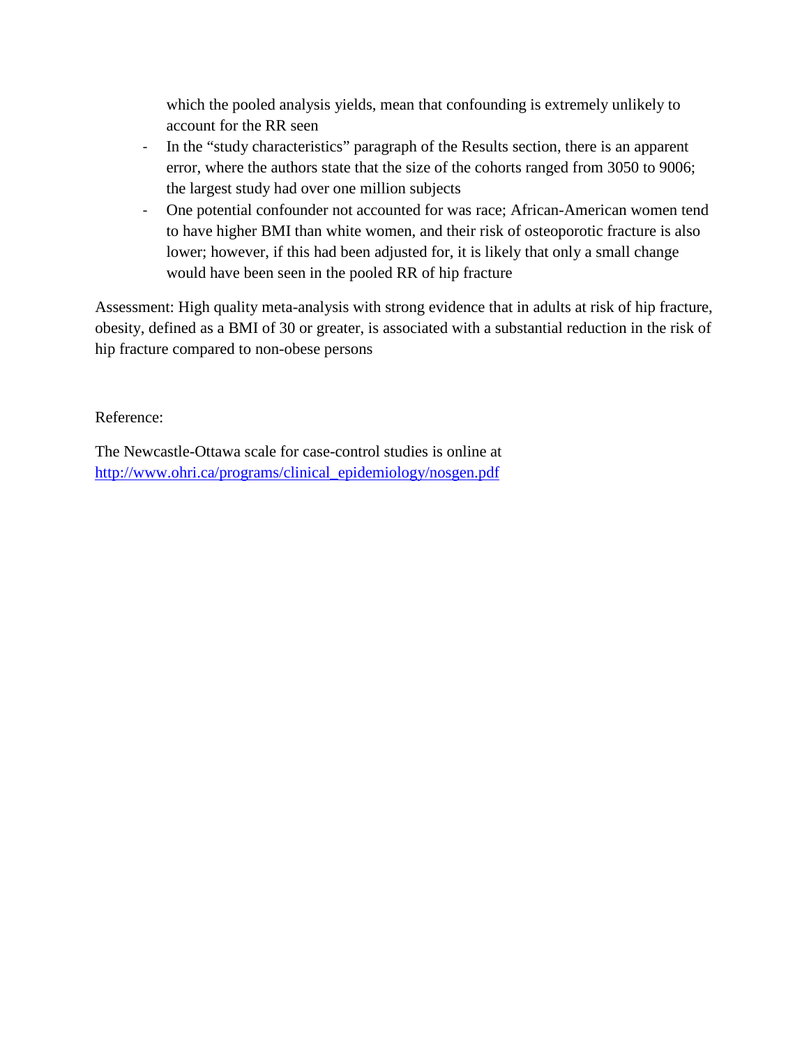which the pooled analysis yields, mean that confounding is extremely unlikely to account for the RR seen

- In the "study characteristics" paragraph of the Results section, there is an apparent error, where the authors state that the size of the cohorts ranged from 3050 to 9006; the largest study had over one million subjects
- One potential confounder not accounted for was race; African-American women tend to have higher BMI than white women, and their risk of osteoporotic fracture is also lower; however, if this had been adjusted for, it is likely that only a small change would have been seen in the pooled RR of hip fracture

Assessment: High quality meta-analysis with strong evidence that in adults at risk of hip fracture, obesity, defined as a BMI of 30 or greater, is associated with a substantial reduction in the risk of hip fracture compared to non-obese persons

Reference:

The Newcastle-Ottawa scale for case-control studies is online at [http://www.ohri.ca/programs/clinical_epidemiology/nosgen.pdf](http://www.ohri.ca/programs/clinical_epidemiology/nosgen.pdf)